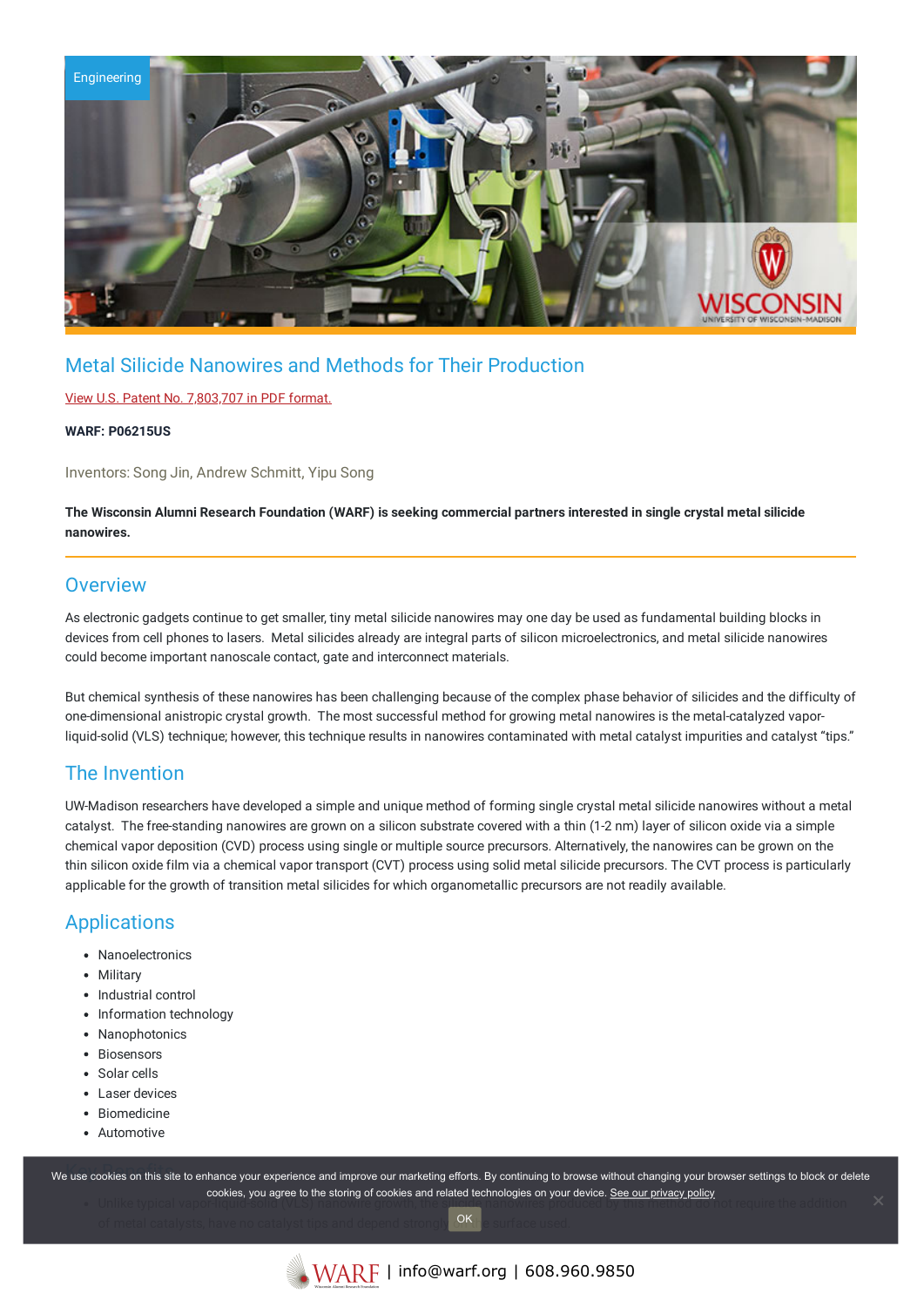Engineering

# Metal Silicide Nanowires and Methods for Their Production

View U.S. Patent No. 7,803,707 in PDF format.

**WARF: P06215US**

Inventors: Song Jin, Andrew Schmitt, Yipu Song

**The Wisconsin Alumni Research Foundation (WARF) is seeking commercial partners interested in single crystal metal silicide nanowires.**

## Overview

As electronic gadgets continue to get smaller, tiny metal silicide nanowires may one day be used as fundamental building blocks in devices from cell phones to lasers. Metal silicides already are integral parts of silicon microelectronics, and metal silicide nanowires could become important nanoscale contact, gate and interconnect materials.

But chemical synthesis of these nanowires has been challenging because of the complex phase behavior of silicides and the difficulty of one-dimensional anistropic crystal growth. The most successful method for growing metal nanowires is the metal-catalyzed vapor-liquid-solid (VLS) technique; however, this technique results in nanowires contaminated with metal catalyst impurities and catalyst "tips."

## The Invention

UW-Madison researchers have developed a simple and unique method of forming single crystal metal silicide nanowires without a metal catalyst. The free-standing nanowires are grown on a silicon substrate covered with a thin (1-2 nm) layer of silicon oxide via a simple chemical vapor deposition (CVD) process using single or multiple source precursors. Alternatively, the nanowires can be grown on the thin silicon oxide film via a chemical vapor transport (CVT) process using solid metal silicide precursors. The CVT process is particularly applicable for the growth of transition metal silicides for which organometallic precursors are not readily available.

## Applications

- Nanoelectronics
- Military
- Industrial control
- Information technology
- Nanophotonics
- Biosensors
- Solar cells
- Laser devices
- Biomedicine
- Automotive

## Key Benefits

- Unlike typical vapor-liquid-solid (VLS) nanowire growth, the silicide nanowires produced by this method do not require the addition of metal catalysts, have no catalyst tips and depend strongly on the surface used.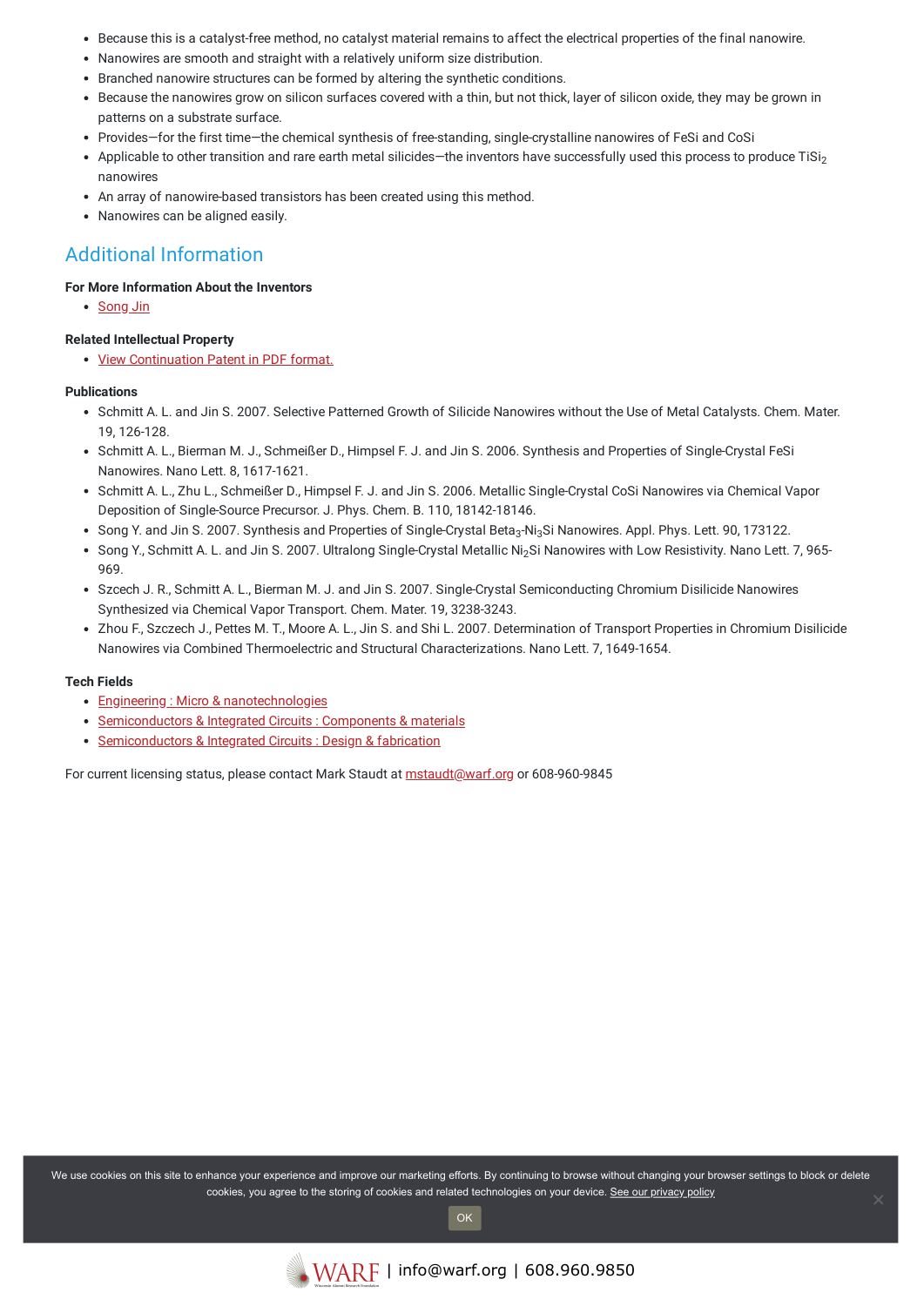- Because this is a catalyst-free method, no catalyst material remains to affect the electrical properties of the final nanowire.
- Nanowires are smooth and straight with a relatively uniform size distribution.
- Branched nanowire structures can be formed by altering the synthetic conditions.
- Because the nanowires grow on silicon surfaces covered with a thin, but not thick, layer of silicon oxide, they may be grown in patterns on a substrate surface.
- Provides—for the first time—the chemical synthesis of free-standing, single-crystalline nanowires of FeSi and CoSi
- Applicable to other transition and rare earth metal silicides—the inventors have successfully used this process to produce $TiSi_2$ nanowires
- An array of nanowire-based transistors has been created using this method.
- Nanowires can be aligned easily.

## Additional Information

**For More Information About the Inventors**

- Song Jin

**Related Intellectual Property**

- View Continuation Patent in PDF format.

**Publications**

- Schmitt A. L. and Jin S. 2007. Selective Patterned Growth of Silicide Nanowires without the Use of Metal Catalysts. Chem. Mater. 19, 126-128.
- Schmitt A. L., Bierman M. J., Schmeißer D., Himpsel F. J. and Jin S. 2006. Synthesis and Properties of Single-Crystal FeSi Nanowires. Nano Lett. 8, 1617-1621.
- Schmitt A. L., Zhu L., Schmeißer D., Himpsel F. J. and Jin S. 2006. Metallic Single-Crystal CoSi Nanowires via Chemical Vapor Deposition of Single-Source Precursor. J. Phys. Chem. B. 110, 18142-18146.
- Song Y. and Jin S. 2007. Synthesis and Properties of Single-Crystal Beta$_3$-$Ni_3Si$ Nanowires. Appl. Phys. Lett. 90, 173122.
- Song Y., Schmitt A. L. and Jin S. 2007. Ultralong Single-Crystal Metallic $Ni_2Si$ Nanowires with Low Resistivity. Nano Lett. 7, 965-969.
- Szcech J. R., Schmitt A. L., Bierman M. J. and Jin S. 2007. Single-Crystal Semiconducting Chromium Disilicide Nanowires Synthesized via Chemical Vapor Transport. Chem. Mater. 19, 3238-3243.
- Zhou F., Szczech J., Pettes M. T., Moore A. L., Jin S. and Shi L. 2007. Determination of Transport Properties in Chromium Disilicide Nanowires via Combined Thermoelectric and Structural Characterizations. Nano Lett. 7, 1649-1654.

**Tech Fields**

- Engineering : Micro & nanotechnologies
- Semiconductors & Integrated Circuits : Components & materials
- Semiconductors & Integrated Circuits : Design & fabrication

For current licensing status, please contact Mark Staudt at mstaudt@warf.org or 608-960-9845